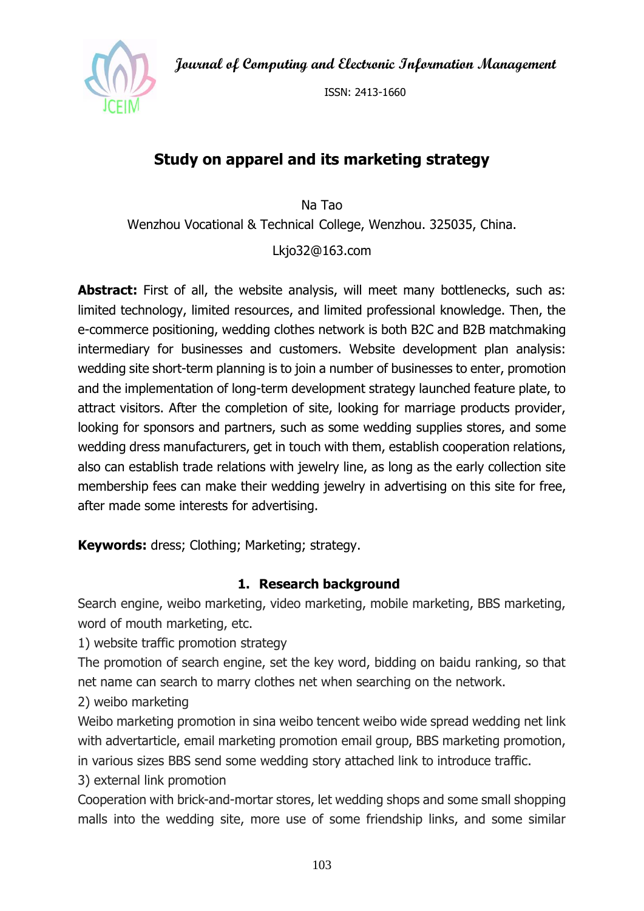Journal of Computing and Electronic Information Management

ISSN: 2413-1660

# Study on apparel and its marketing strategy

Na Tao

Wenzhou Vocational & Technical College, Wenzhou. 325035, China.

Lkjo32@163.com

**Abstract:** First of all, the website analysis, will meet many bottlenecks, such as: limited technology, limited resources, and limited professional knowledge. Then, the e-commerce positioning, wedding clothes network is both B2C and B2B matchmaking intermediary for businesses and customers. Website development plan analysis: wedding site short-term planning is to join a number of businesses to enter, promotion and the implementation of long-term development strategy launched feature plate, to attract visitors. After the completion of site, looking for marriage products provider, looking for sponsors and partners, such as some wedding supplies stores, and some wedding dress manufacturers, get in touch with them, establish cooperation relations, also can establish trade relations with jewelry line, as long as the early collection site membership fees can make their wedding jewelry in advertising on this site for free, after made some interests for advertising.

**Keywords:** dress; Clothing; Marketing; strategy.

## 1. Research background

Search engine, weibo marketing, video marketing, mobile marketing, BBS marketing, word of mouth marketing, etc.

1) website traffic promotion strategy

The promotion of search engine, set the key word, bidding on baidu ranking, so that net name can search to marry clothes net when searching on the network.

2) weibo marketing

Weibo marketing promotion in sina weibo tencent weibo wide spread wedding net link with advertarticle, email marketing promotion email group, BBS marketing promotion, in various sizes BBS send some wedding story attached link to introduce traffic.

3) external link promotion

Cooperation with brick-and-mortar stores, let wedding shops and some small shopping malls into the wedding site, more use of some friendship links, and some similar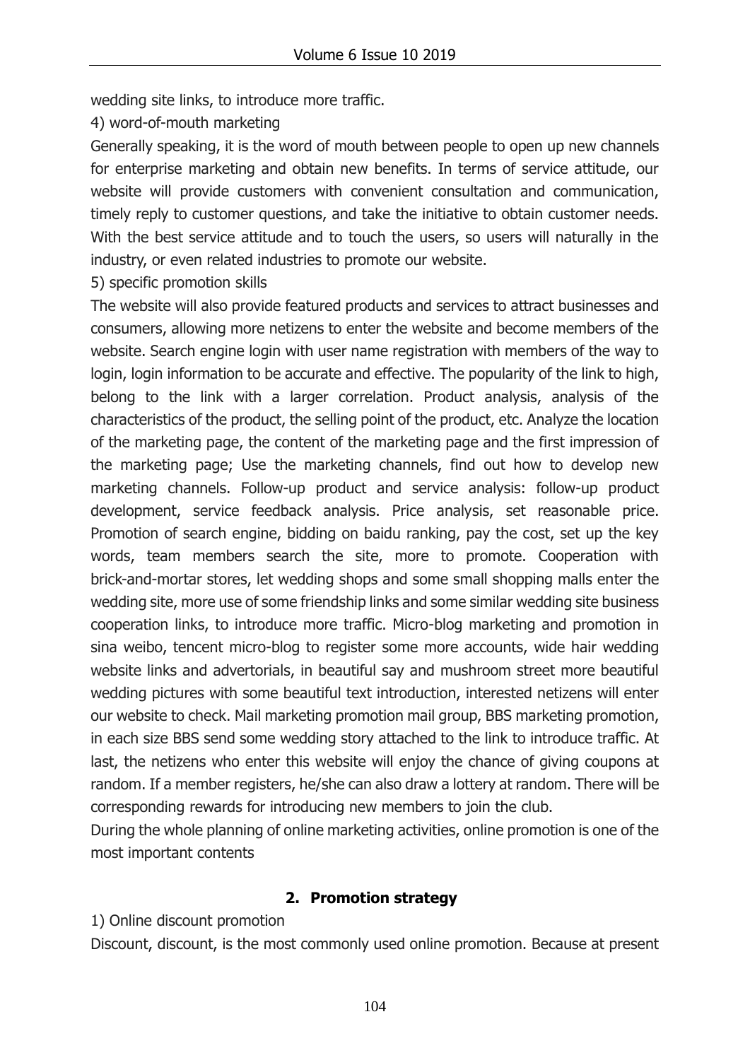wedding site links, to introduce more traffic.

4) word-of-mouth marketing

Generally speaking, it is the word of mouth between people to open up new channels for enterprise marketing and obtain new benefits. In terms of service attitude, our website will provide customers with convenient consultation and communication, timely reply to customer questions, and take the initiative to obtain customer needs. With the best service attitude and to touch the users, so users will naturally in the industry, or even related industries to promote our website.

5) specific promotion skills

The website will also provide featured products and services to attract businesses and consumers, allowing more netizens to enter the website and become members of the website. Search engine login with user name registration with members of the way to login, login information to be accurate and effective. The popularity of the link to high, belong to the link with a larger correlation. Product analysis, analysis of the characteristics of the product, the selling point of the product, etc. Analyze the location of the marketing page, the content of the marketing page and the first impression of the marketing page; Use the marketing channels, find out how to develop new marketing channels. Follow-up product and service analysis: follow-up product development, service feedback analysis. Price analysis, set reasonable price. Promotion of search engine, bidding on baidu ranking, pay the cost, set up the key words, team members search the site, more to promote. Cooperation with brick-and-mortar stores, let wedding shops and some small shopping malls enter the wedding site, more use of some friendship links and some similar wedding site business cooperation links, to introduce more traffic. Micro-blog marketing and promotion in sina weibo, tencent micro-blog to register some more accounts, wide hair wedding website links and advertorials, in beautiful say and mushroom street more beautiful wedding pictures with some beautiful text introduction, interested netizens will enter our website to check. Mail marketing promotion mail group, BBS marketing promotion, in each size BBS send some wedding story attached to the link to introduce traffic. At last, the netizens who enter this website will enjoy the chance of giving coupons at random. If a member registers, he/she can also draw a lottery at random. There will be corresponding rewards for introducing new members to join the club.

During the whole planning of online marketing activities, online promotion is one of the most important contents

## 2. Promotion strategy

1) Online discount promotion

Discount, discount, is the most commonly used online promotion. Because at present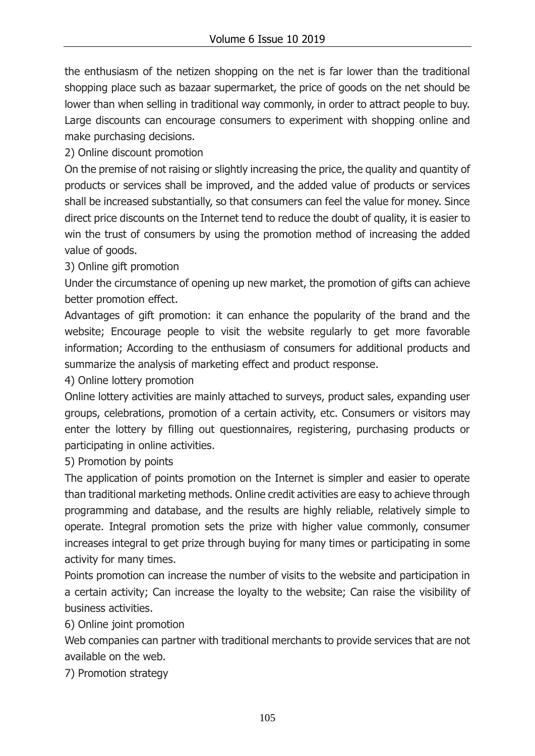the enthusiasm of the netizen shopping on the net is far lower than the traditional shopping place such as bazaar supermarket, the price of goods on the net should be lower than when selling in traditional way commonly, in order to attract people to buy. Large discounts can encourage consumers to experiment with shopping online and make purchasing decisions.

2) Online discount promotion

On the premise of not raising or slightly increasing the price, the quality and quantity of products or services shall be improved, and the added value of products or services shall be increased substantially, so that consumers can feel the value for money. Since direct price discounts on the Internet tend to reduce the doubt of quality, it is easier to win the trust of consumers by using the promotion method of increasing the added value of goods.

3) Online gift promotion

Under the circumstance of opening up new market, the promotion of gifts can achieve better promotion effect.

Advantages of gift promotion: it can enhance the popularity of the brand and the website; Encourage people to visit the website regularly to get more favorable information; According to the enthusiasm of consumers for additional products and summarize the analysis of marketing effect and product response.

4) Online lottery promotion

Online lottery activities are mainly attached to surveys, product sales, expanding user groups, celebrations, promotion of a certain activity, etc. Consumers or visitors may enter the lottery by filling out questionnaires, registering, purchasing products or participating in online activities.

5) Promotion by points

The application of points promotion on the Internet is simpler and easier to operate than traditional marketing methods. Online credit activities are easy to achieve through programming and database, and the results are highly reliable, relatively simple to operate. Integral promotion sets the prize with higher value commonly, consumer increases integral to get prize through buying for many times or participating in some activity for many times.

Points promotion can increase the number of visits to the website and participation in a certain activity; Can increase the loyalty to the website; Can raise the visibility of business activities.

6) Online joint promotion

Web companies can partner with traditional merchants to provide services that are not available on the web.

7) Promotion strategy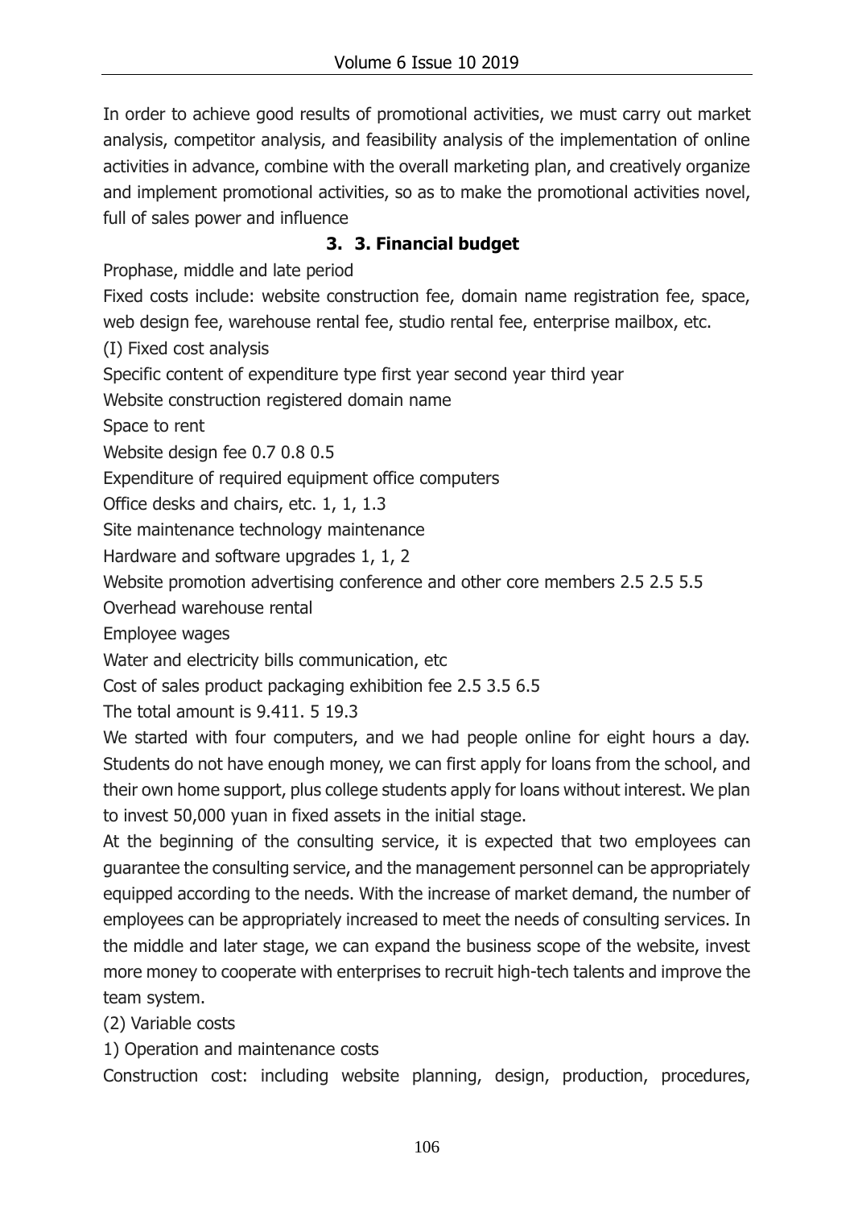In order to achieve good results of promotional activities, we must carry out market analysis, competitor analysis, and feasibility analysis of the implementation of online activities in advance, combine with the overall marketing plan, and creatively organize and implement promotional activities, so as to make the promotional activities novel, full of sales power and influence

## 3. 3. Financial budget

Prophase, middle and late period

Fixed costs include: website construction fee, domain name registration fee, space, web design fee, warehouse rental fee, studio rental fee, enterprise mailbox, etc.

(I) Fixed cost analysis

Specific content of expenditure type first year second year third year

Website construction registered domain name

Space to rent

Website design fee 0.7 0.8 0.5

Expenditure of required equipment office computers

Office desks and chairs, etc. 1, 1, 1.3

Site maintenance technology maintenance

Hardware and software upgrades 1, 1, 2

Website promotion advertising conference and other core members 2.5 2.5 5.5

Overhead warehouse rental

Employee wages

Water and electricity bills communication, etc

Cost of sales product packaging exhibition fee 2.5 3.5 6.5

The total amount is 9.411. 5 19.3

We started with four computers, and we had people online for eight hours a day. Students do not have enough money, we can first apply for loans from the school, and their own home support, plus college students apply for loans without interest. We plan to invest 50,000 yuan in fixed assets in the initial stage.

At the beginning of the consulting service, it is expected that two employees can guarantee the consulting service, and the management personnel can be appropriately equipped according to the needs. With the increase of market demand, the number of employees can be appropriately increased to meet the needs of consulting services. In the middle and later stage, we can expand the business scope of the website, invest more money to cooperate with enterprises to recruit high-tech talents and improve the team system.

(2) Variable costs

1) Operation and maintenance costs

Construction cost: including website planning, design, production, procedures,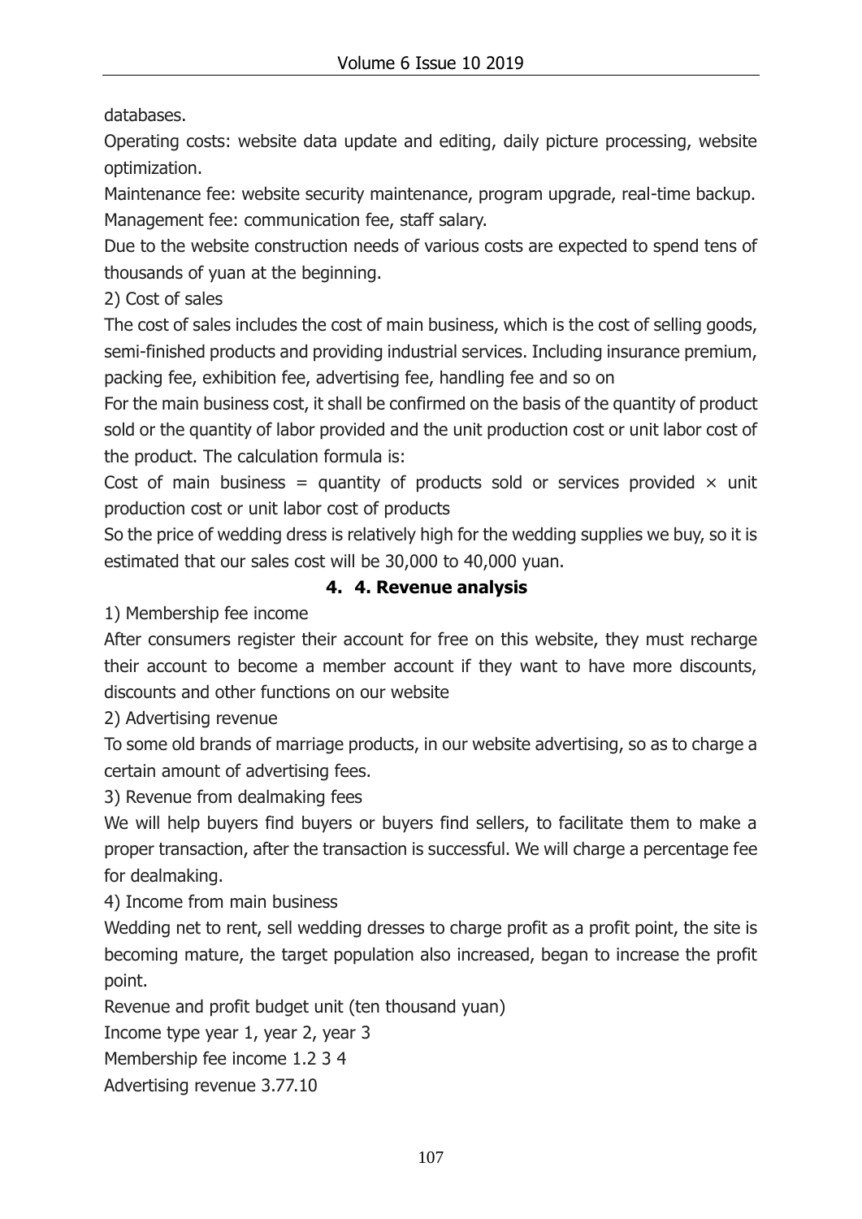databases.

Operating costs: website data update and editing, daily picture processing, website optimization.

Maintenance fee: website security maintenance, program upgrade, real-time backup.

Management fee: communication fee, staff salary.

Due to the website construction needs of various costs are expected to spend tens of thousands of yuan at the beginning.

2) Cost of sales

The cost of sales includes the cost of main business, which is the cost of selling goods, semi-finished products and providing industrial services. Including insurance premium, packing fee, exhibition fee, advertising fee, handling fee and so on

For the main business cost, it shall be confirmed on the basis of the quantity of product sold or the quantity of labor provided and the unit production cost or unit labor cost of the product. The calculation formula is:

Cost of main business = quantity of products sold or services provided × unit production cost or unit labor cost of products

So the price of wedding dress is relatively high for the wedding supplies we buy, so it is estimated that our sales cost will be 30,000 to 40,000 yuan.

### 4. 4. Revenue analysis

1) Membership fee income

After consumers register their account for free on this website, they must recharge their account to become a member account if they want to have more discounts, discounts and other functions on our website

2) Advertising revenue

To some old brands of marriage products, in our website advertising, so as to charge a certain amount of advertising fees.

3) Revenue from dealmaking fees

We will help buyers find buyers or buyers find sellers, to facilitate them to make a proper transaction, after the transaction is successful. We will charge a percentage fee for dealmaking.

4) Income from main business

Wedding net to rent, sell wedding dresses to charge profit as a profit point, the site is becoming mature, the target population also increased, began to increase the profit point.

Revenue and profit budget unit (ten thousand yuan)

Income type year 1, year 2, year 3

Membership fee income 1.2 3 4

Advertising revenue 3.77.10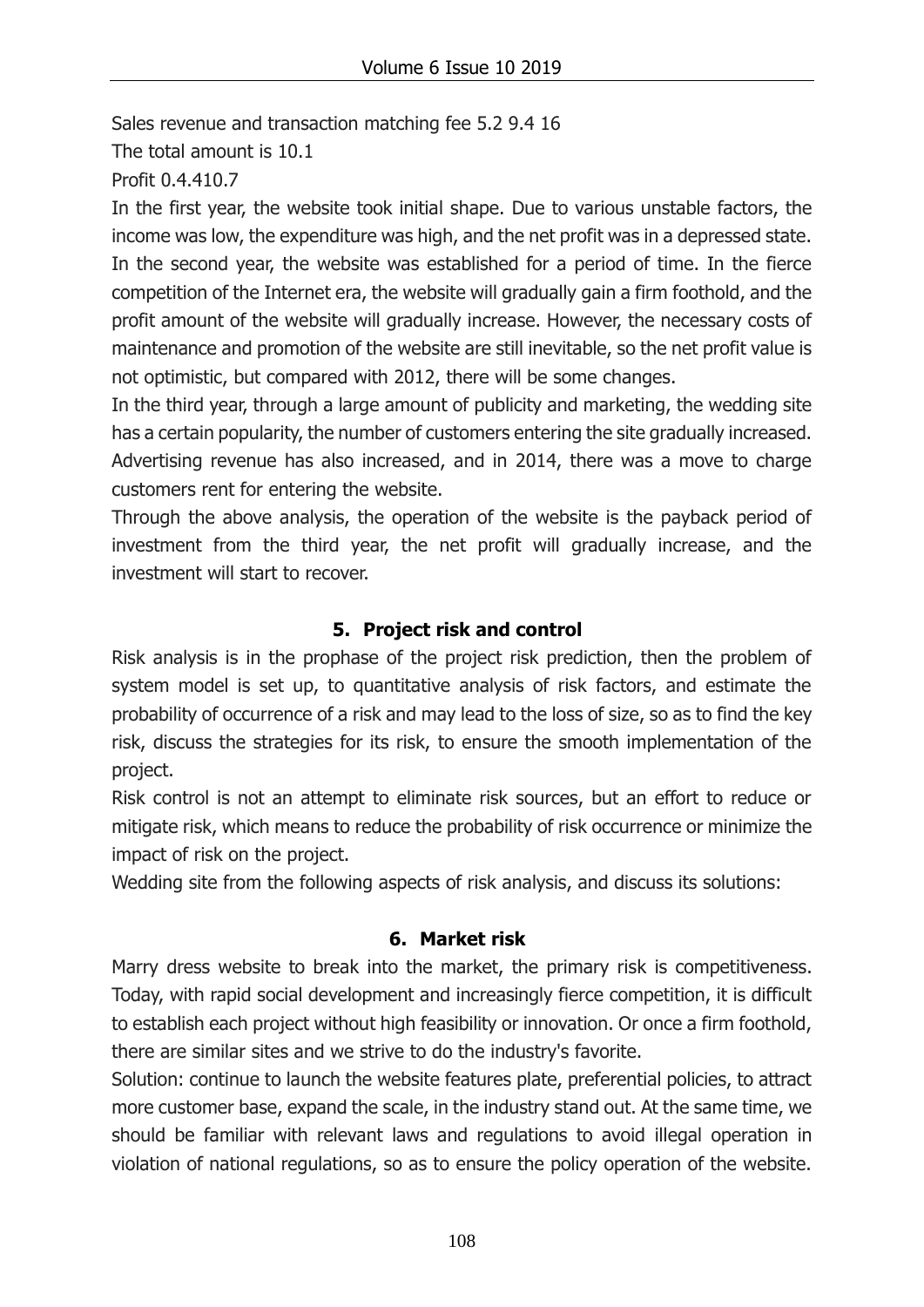Sales revenue and transaction matching fee 5.2 9.4 16

The total amount is 10.1

Profit 0.4.410.7

In the first year, the website took initial shape. Due to various unstable factors, the income was low, the expenditure was high, and the net profit was in a depressed state. In the second year, the website was established for a period of time. In the fierce competition of the Internet era, the website will gradually gain a firm foothold, and the profit amount of the website will gradually increase. However, the necessary costs of maintenance and promotion of the website are still inevitable, so the net profit value is not optimistic, but compared with 2012, there will be some changes.

In the third year, through a large amount of publicity and marketing, the wedding site has a certain popularity, the number of customers entering the site gradually increased. Advertising revenue has also increased, and in 2014, there was a move to charge customers rent for entering the website.

Through the above analysis, the operation of the website is the payback period of investment from the third year, the net profit will gradually increase, and the investment will start to recover.

## 5. Project risk and control

Risk analysis is in the prophase of the project risk prediction, then the problem of system model is set up, to quantitative analysis of risk factors, and estimate the probability of occurrence of a risk and may lead to the loss of size, so as to find the key risk, discuss the strategies for its risk, to ensure the smooth implementation of the project.

Risk control is not an attempt to eliminate risk sources, but an effort to reduce or mitigate risk, which means to reduce the probability of risk occurrence or minimize the impact of risk on the project.

Wedding site from the following aspects of risk analysis, and discuss its solutions:

## 6. Market risk

Marry dress website to break into the market, the primary risk is competitiveness. Today, with rapid social development and increasingly fierce competition, it is difficult to establish each project without high feasibility or innovation. Or once a firm foothold, there are similar sites and we strive to do the industry's favorite.

Solution: continue to launch the website features plate, preferential policies, to attract more customer base, expand the scale, in the industry stand out. At the same time, we should be familiar with relevant laws and regulations to avoid illegal operation in violation of national regulations, so as to ensure the policy operation of the website.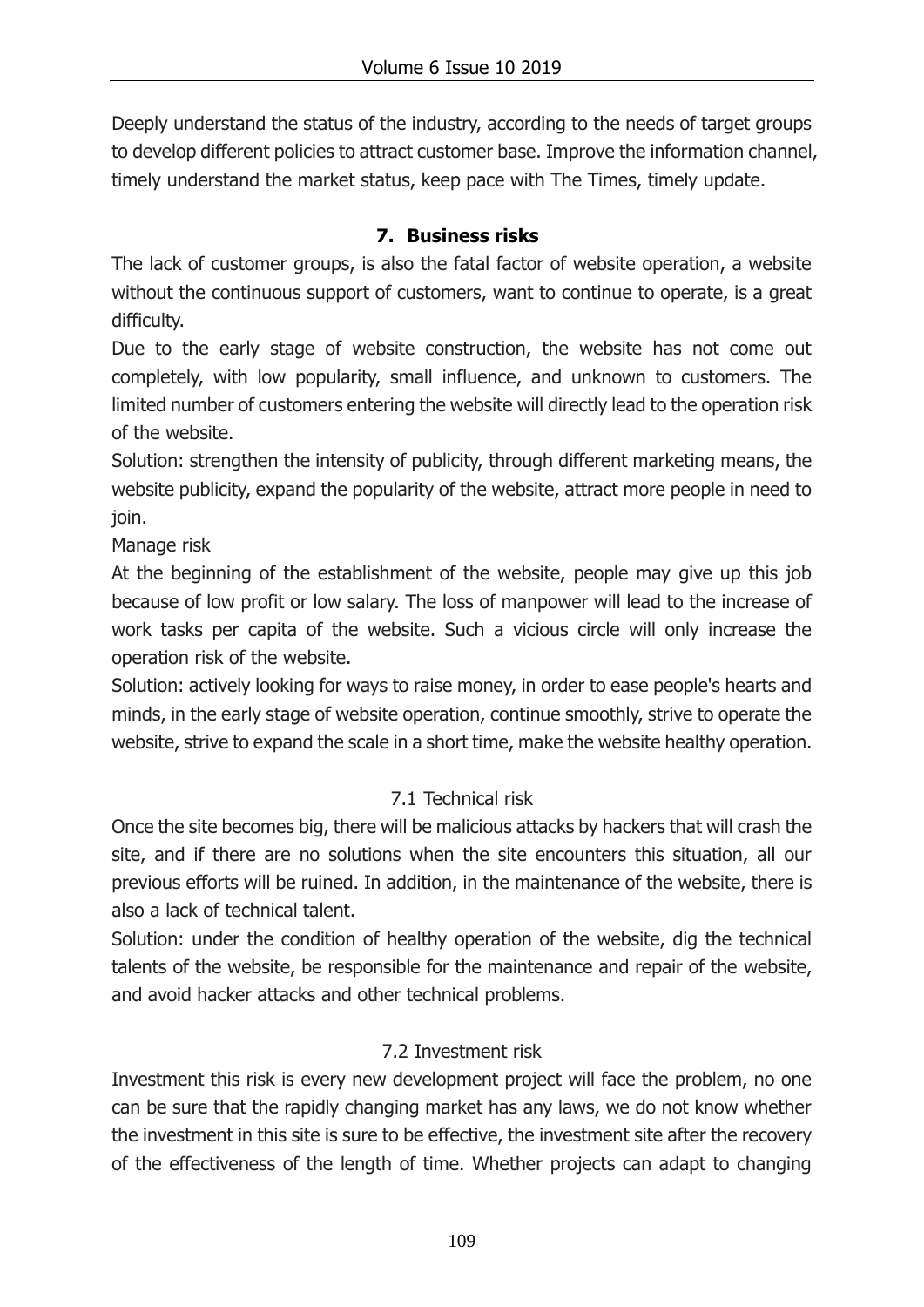Deeply understand the status of the industry, according to the needs of target groups to develop different policies to attract customer base. Improve the information channel, timely understand the market status, keep pace with The Times, timely update.

## 7. Business risks

The lack of customer groups, is also the fatal factor of website operation, a website without the continuous support of customers, want to continue to operate, is a great difficulty.

Due to the early stage of website construction, the website has not come out completely, with low popularity, small influence, and unknown to customers. The limited number of customers entering the website will directly lead to the operation risk of the website.

Solution: strengthen the intensity of publicity, through different marketing means, the website publicity, expand the popularity of the website, attract more people in need to join.

Manage risk

At the beginning of the establishment of the website, people may give up this job because of low profit or low salary. The loss of manpower will lead to the increase of work tasks per capita of the website. Such a vicious circle will only increase the operation risk of the website.

Solution: actively looking for ways to raise money, in order to ease people's hearts and minds, in the early stage of website operation, continue smoothly, strive to operate the website, strive to expand the scale in a short time, make the website healthy operation.

### 7.1 Technical risk

Once the site becomes big, there will be malicious attacks by hackers that will crash the site, and if there are no solutions when the site encounters this situation, all our previous efforts will be ruined. In addition, in the maintenance of the website, there is also a lack of technical talent.

Solution: under the condition of healthy operation of the website, dig the technical talents of the website, be responsible for the maintenance and repair of the website, and avoid hacker attacks and other technical problems.

### 7.2 Investment risk

Investment this risk is every new development project will face the problem, no one can be sure that the rapidly changing market has any laws, we do not know whether the investment in this site is sure to be effective, the investment site after the recovery of the effectiveness of the length of time. Whether projects can adapt to changing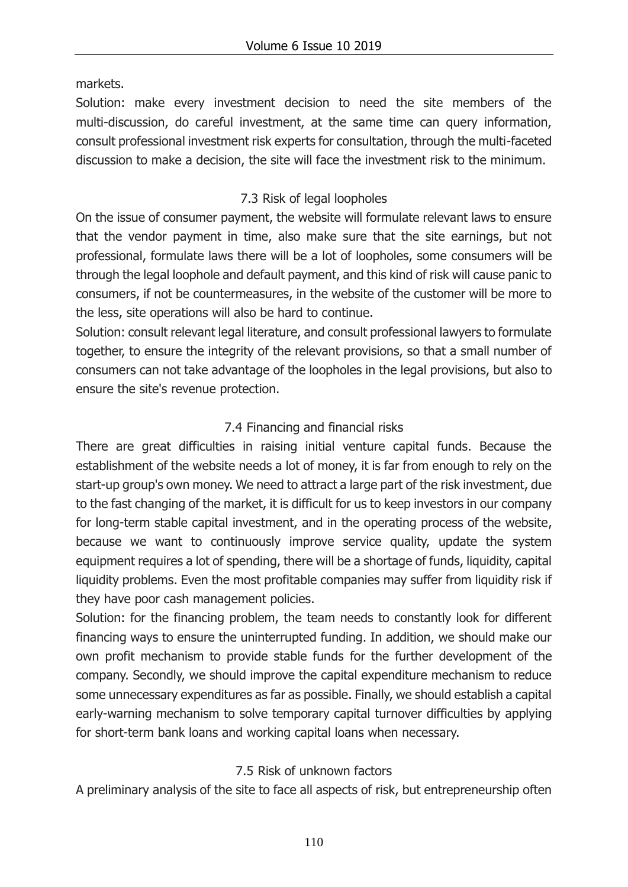markets.

Solution: make every investment decision to need the site members of the multi-discussion, do careful investment, at the same time can query information, consult professional investment risk experts for consultation, through the multi-faceted discussion to make a decision, the site will face the investment risk to the minimum.

### 7.3 Risk of legal loopholes

On the issue of consumer payment, the website will formulate relevant laws to ensure that the vendor payment in time, also make sure that the site earnings, but not professional, formulate laws there will be a lot of loopholes, some consumers will be through the legal loophole and default payment, and this kind of risk will cause panic to consumers, if not be countermeasures, in the website of the customer will be more to the less, site operations will also be hard to continue.

Solution: consult relevant legal literature, and consult professional lawyers to formulate together, to ensure the integrity of the relevant provisions, so that a small number of consumers can not take advantage of the loopholes in the legal provisions, but also to ensure the site's revenue protection.

### 7.4 Financing and financial risks

There are great difficulties in raising initial venture capital funds. Because the establishment of the website needs a lot of money, it is far from enough to rely on the start-up group's own money. We need to attract a large part of the risk investment, due to the fast changing of the market, it is difficult for us to keep investors in our company for long-term stable capital investment, and in the operating process of the website, because we want to continuously improve service quality, update the system equipment requires a lot of spending, there will be a shortage of funds, liquidity, capital liquidity problems. Even the most profitable companies may suffer from liquidity risk if they have poor cash management policies.

Solution: for the financing problem, the team needs to constantly look for different financing ways to ensure the uninterrupted funding. In addition, we should make our own profit mechanism to provide stable funds for the further development of the company. Secondly, we should improve the capital expenditure mechanism to reduce some unnecessary expenditures as far as possible. Finally, we should establish a capital early-warning mechanism to solve temporary capital turnover difficulties by applying for short-term bank loans and working capital loans when necessary.

### 7.5 Risk of unknown factors

A preliminary analysis of the site to face all aspects of risk, but entrepreneurship often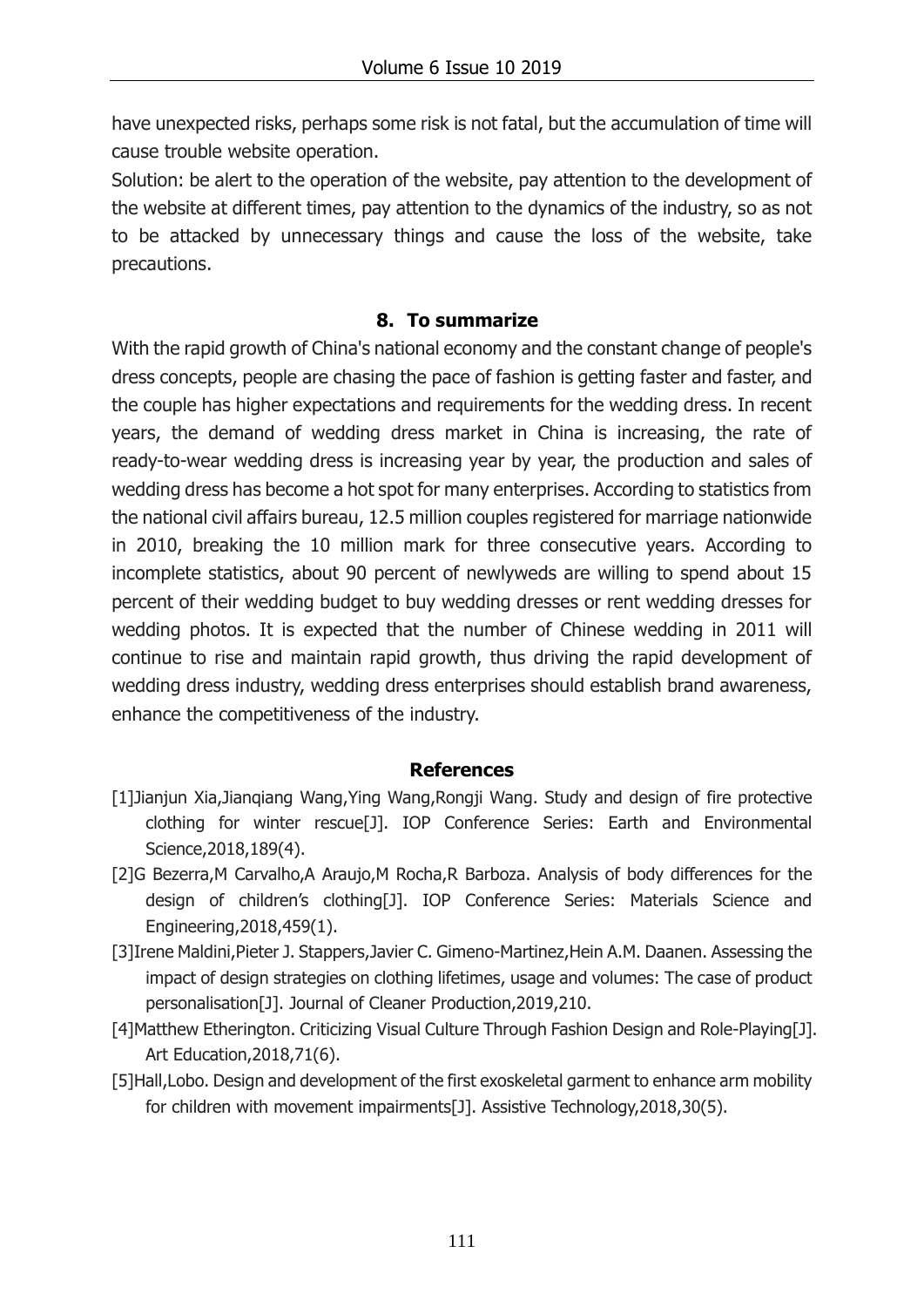have unexpected risks, perhaps some risk is not fatal, but the accumulation of time will cause trouble website operation.

Solution: be alert to the operation of the website, pay attention to the development of the website at different times, pay attention to the dynamics of the industry, so as not to be attacked by unnecessary things and cause the loss of the website, take precautions.

## 8. To summarize

With the rapid growth of China's national economy and the constant change of people's dress concepts, people are chasing the pace of fashion is getting faster and faster, and the couple has higher expectations and requirements for the wedding dress. In recent years, the demand of wedding dress market in China is increasing, the rate of ready-to-wear wedding dress is increasing year by year, the production and sales of wedding dress has become a hot spot for many enterprises. According to statistics from the national civil affairs bureau, 12.5 million couples registered for marriage nationwide in 2010, breaking the 10 million mark for three consecutive years. According to incomplete statistics, about 90 percent of newlyweds are willing to spend about 15 percent of their wedding budget to buy wedding dresses or rent wedding dresses for wedding photos. It is expected that the number of Chinese wedding in 2011 will continue to rise and maintain rapid growth, thus driving the rapid development of wedding dress industry, wedding dress enterprises should establish brand awareness, enhance the competitiveness of the industry.

## References

[1]Jianjun Xia,Jianqiang Wang,Ying Wang,Rongji Wang. Study and design of fire protective clothing for winter rescue[J]. IOP Conference Series: Earth and Environmental Science,2018,189(4).

[2]G Bezerra,M Carvalho,A Araujo,M Rocha,R Barboza. Analysis of body differences for the design of children's clothing[J]. IOP Conference Series: Materials Science and Engineering,2018,459(1).

[3]Irene Maldini,Pieter J. Stappers,Javier C. Gimeno-Martinez,Hein A.M. Daanen. Assessing the impact of design strategies on clothing lifetimes, usage and volumes: The case of product personalisation[J]. Journal of Cleaner Production,2019,210.

[4]Matthew Etherington. Criticizing Visual Culture Through Fashion Design and Role-Playing[J]. Art Education,2018,71(6).

[5]Hall,Lobo. Design and development of the first exoskeletal garment to enhance arm mobility for children with movement impairments[J]. Assistive Technology,2018,30(5).